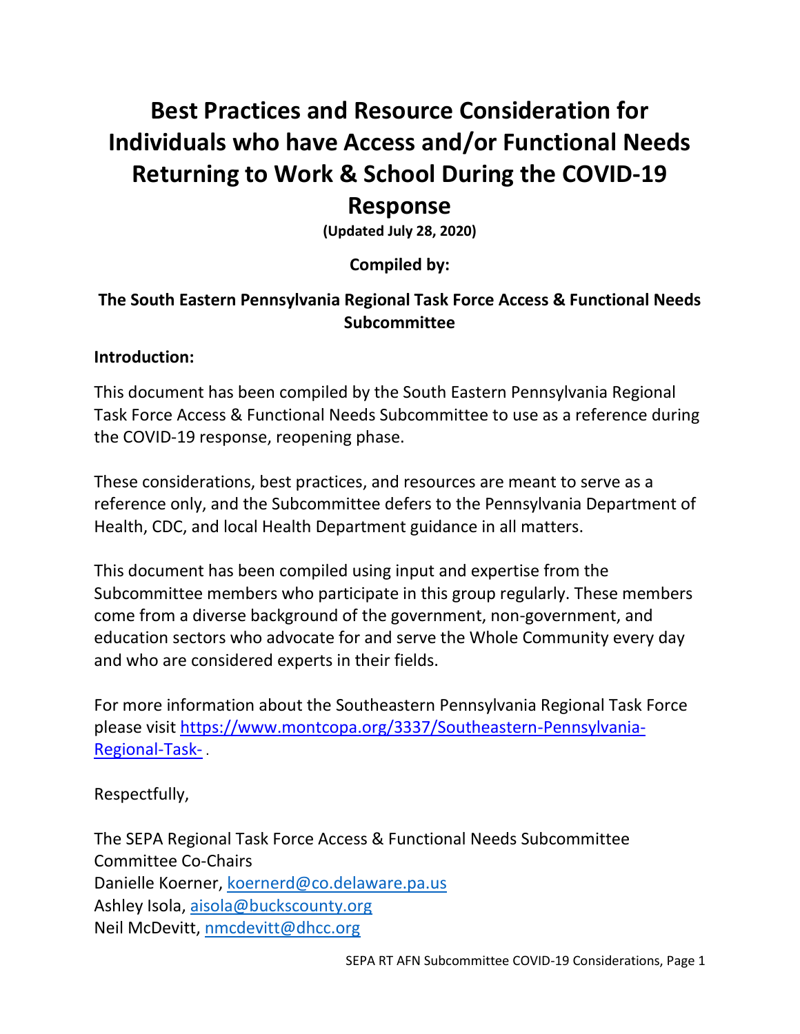# Best Practices and Resource Consideration for Individuals who have Access and/or Functional Needs Returning to Work & School During the COVID-19 Response

**(Updated July 28, 2020)**

**Compiled by:**

**The South Eastern Pennsylvania Regional Task Force Access & Functional Needs Subcommittee**

**Introduction:**

This document has been compiled by the South Eastern Pennsylvania Regional Task Force Access & Functional Needs Subcommittee to use as a reference during the COVID-19 response, reopening phase.

These considerations, best practices, and resources are meant to serve as a reference only, and the Subcommittee defers to the Pennsylvania Department of Health, CDC, and local Health Department guidance in all matters.

This document has been compiled using input and expertise from the Subcommittee members who participate in this group regularly. These members come from a diverse background of the government, non-government, and education sectors who advocate for and serve the Whole Community every day and who are considered experts in their fields.

For more information about the Southeastern Pennsylvania Regional Task Force please visit https://www.montcopa.org/3337/Southeastern-Pennsylvania-Regional-Task- .

Respectfully,

The SEPA Regional Task Force Access & Functional Needs Subcommittee
Committee Co-Chairs
Danielle Koerner, koernerd@co.delaware.pa.us
Ashley Isola, aisola@buckscounty.org
Neil McDevitt, nmcdevitt@dhcc.org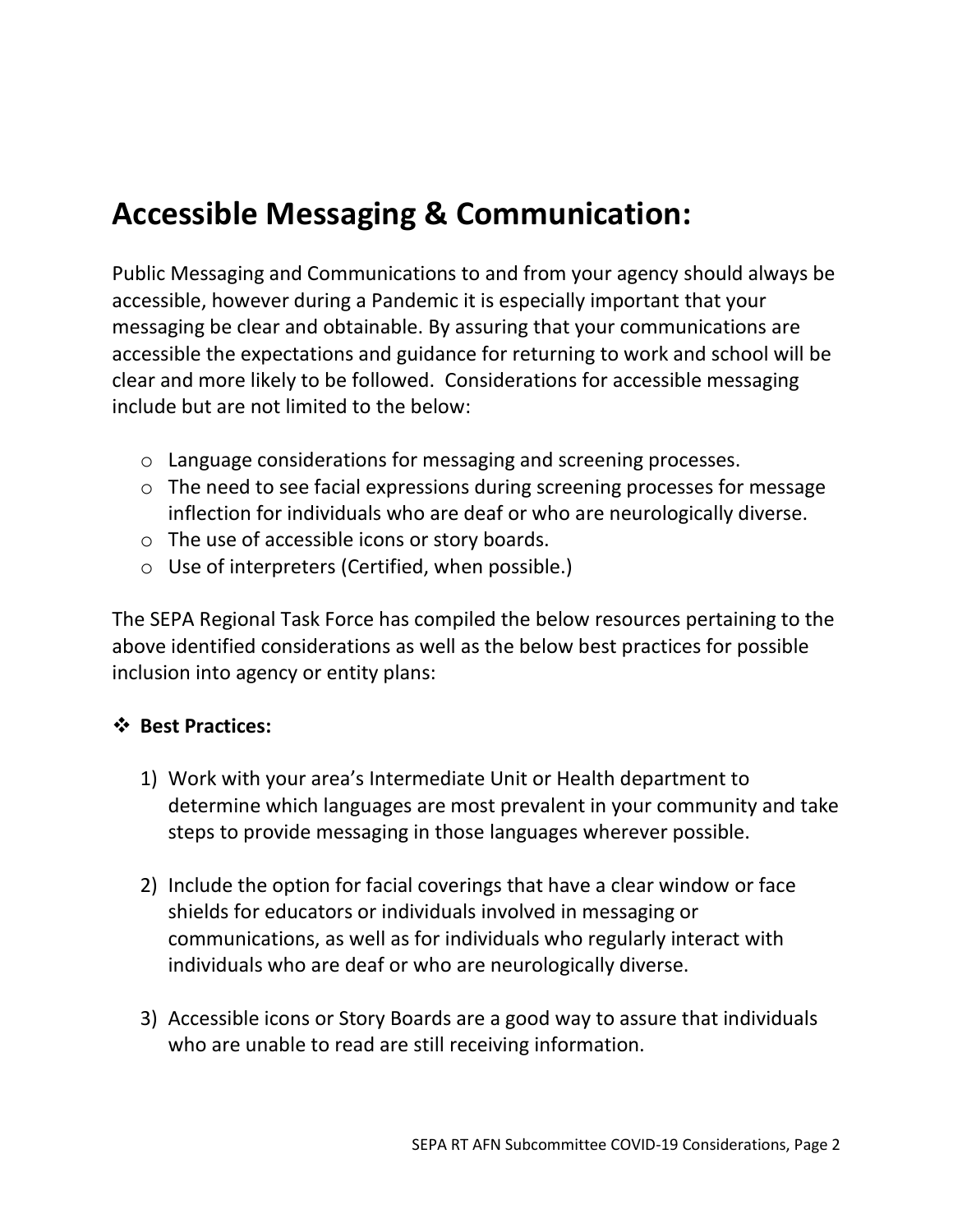# Accessible Messaging & Communication:

Public Messaging and Communications to and from your agency should always be accessible, however during a Pandemic it is especially important that your messaging be clear and obtainable. By assuring that your communications are accessible the expectations and guidance for returning to work and school will be clear and more likely to be followed. Considerations for accessible messaging include but are not limited to the below:

- Language considerations for messaging and screening processes.
- The need to see facial expressions during screening processes for message inflection for individuals who are deaf or who are neurologically diverse.
- The use of accessible icons or story boards.
- Use of interpreters (Certified, when possible.)

The SEPA Regional Task Force has compiled the below resources pertaining to the above identified considerations as well as the below best practices for possible inclusion into agency or entity plans:

- **Best Practices:**

1) Work with your area's Intermediate Unit or Health department to determine which languages are most prevalent in your community and take steps to provide messaging in those languages wherever possible.

2) Include the option for facial coverings that have a clear window or face shields for educators or individuals involved in messaging or communications, as well as for individuals who regularly interact with individuals who are deaf or who are neurologically diverse.

3) Accessible icons or Story Boards are a good way to assure that individuals who are unable to read are still receiving information.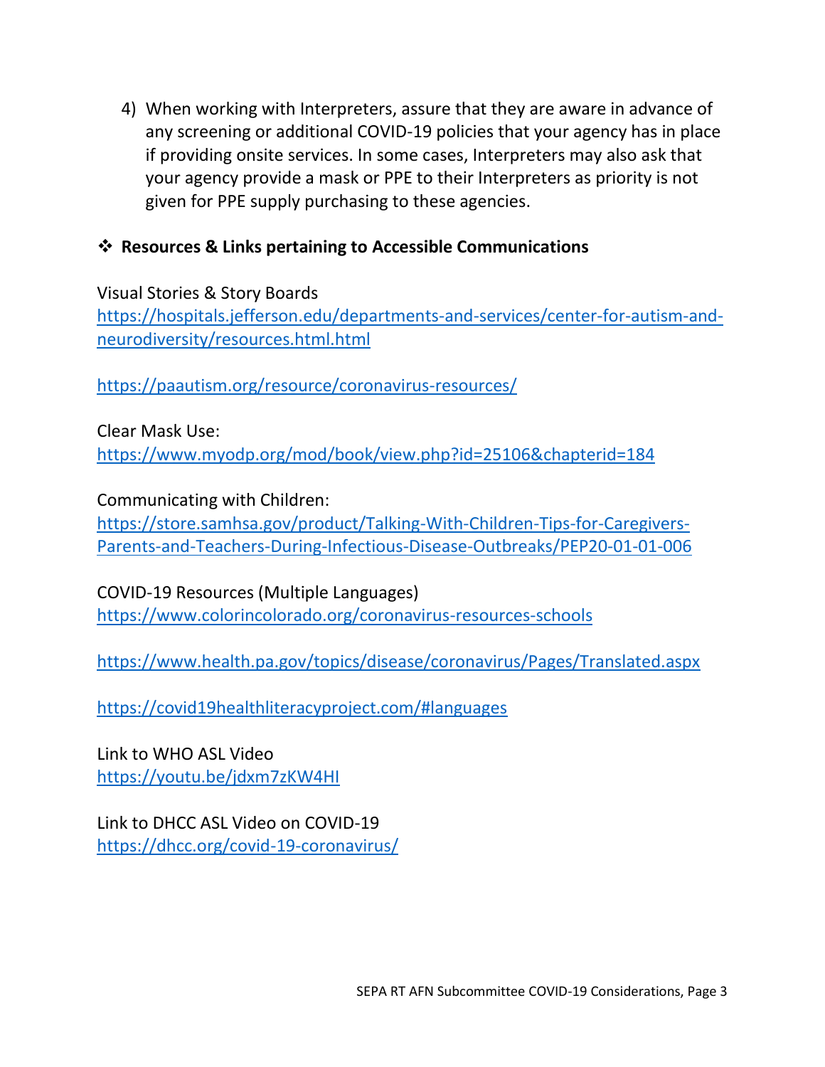4) When working with Interpreters, assure that they are aware in advance of any screening or additional COVID-19 policies that your agency has in place if providing onsite services. In some cases, Interpreters may also ask that your agency provide a mask or PPE to their Interpreters as priority is not given for PPE supply purchasing to these agencies.

- **Resources & Links pertaining to Accessible Communications**

Visual Stories & Story Boards
https://hospitals.jefferson.edu/departments-and-services/center-for-autism-and-neurodiversity/resources.html.html

https://paautism.org/resource/coronavirus-resources/

Clear Mask Use:
https://www.myodp.org/mod/book/view.php?id=25106&chapterid=184

Communicating with Children:
https://store.samhsa.gov/product/Talking-With-Children-Tips-for-Caregivers-Parents-and-Teachers-During-Infectious-Disease-Outbreaks/PEP20-01-01-006

COVID-19 Resources (Multiple Languages)
https://www.colorincolorado.org/coronavirus-resources-schools

https://www.health.pa.gov/topics/disease/coronavirus/Pages/Translated.aspx

https://covid19healthliteracyproject.com/#languages

Link to WHO ASL Video
https://youtu.be/jdxm7zKW4HI

Link to DHCC ASL Video on COVID-19
https://dhcc.org/covid-19-coronavirus/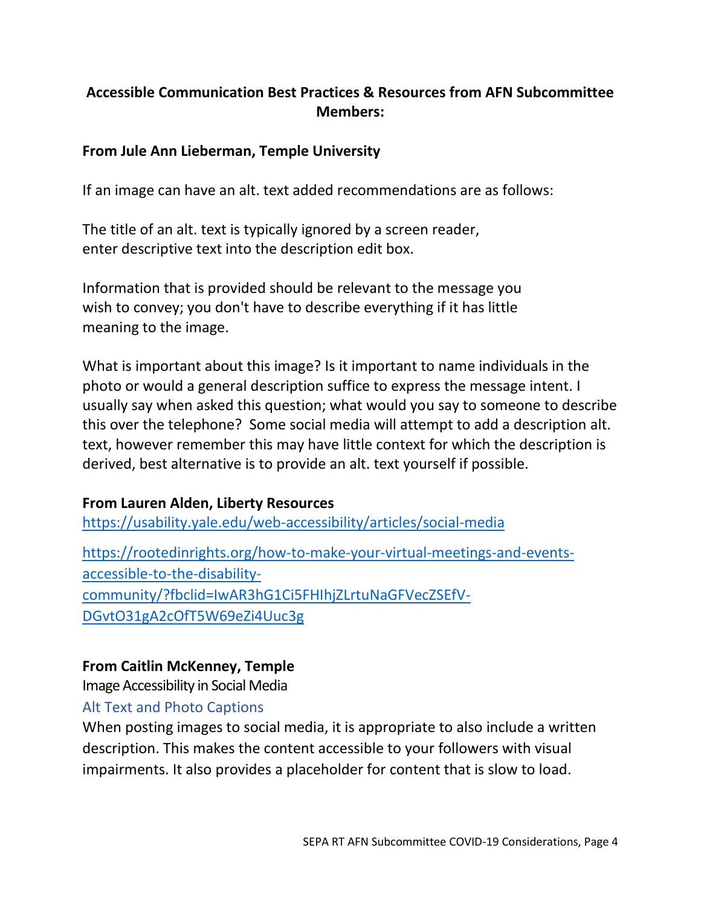**Accessible Communication Best Practices & Resources from AFN Subcommittee Members:**

**From Jule Ann Lieberman, Temple University**

If an image can have an alt. text added recommendations are as follows:

The title of an alt. text is typically ignored by a screen reader, enter descriptive text into the description edit box.

Information that is provided should be relevant to the message you wish to convey; you don't have to describe everything if it has little meaning to the image.

What is important about this image? Is it important to name individuals in the photo or would a general description suffice to express the message intent. I usually say when asked this question; what would you say to someone to describe this over the telephone? Some social media will attempt to add a description alt. text, however remember this may have little context for which the description is derived, best alternative is to provide an alt. text yourself if possible.

**From Lauren Alden, Liberty Resources**

https://usability.yale.edu/web-accessibility/articles/social-media

https://rootedinrights.org/how-to-make-your-virtual-meetings-and-events-accessible-to-the-disability-community/?fbclid=IwAR3hG1Ci5FHIhjZLrtuNaGFVecZSEfV-DGvtO31gA2cOfT5W69eZi4Uuc3g

**From Caitlin McKenney, Temple**

Image Accessibility in Social Media

Alt Text and Photo Captions

When posting images to social media, it is appropriate to also include a written description. This makes the content accessible to your followers with visual impairments. It also provides a placeholder for content that is slow to load.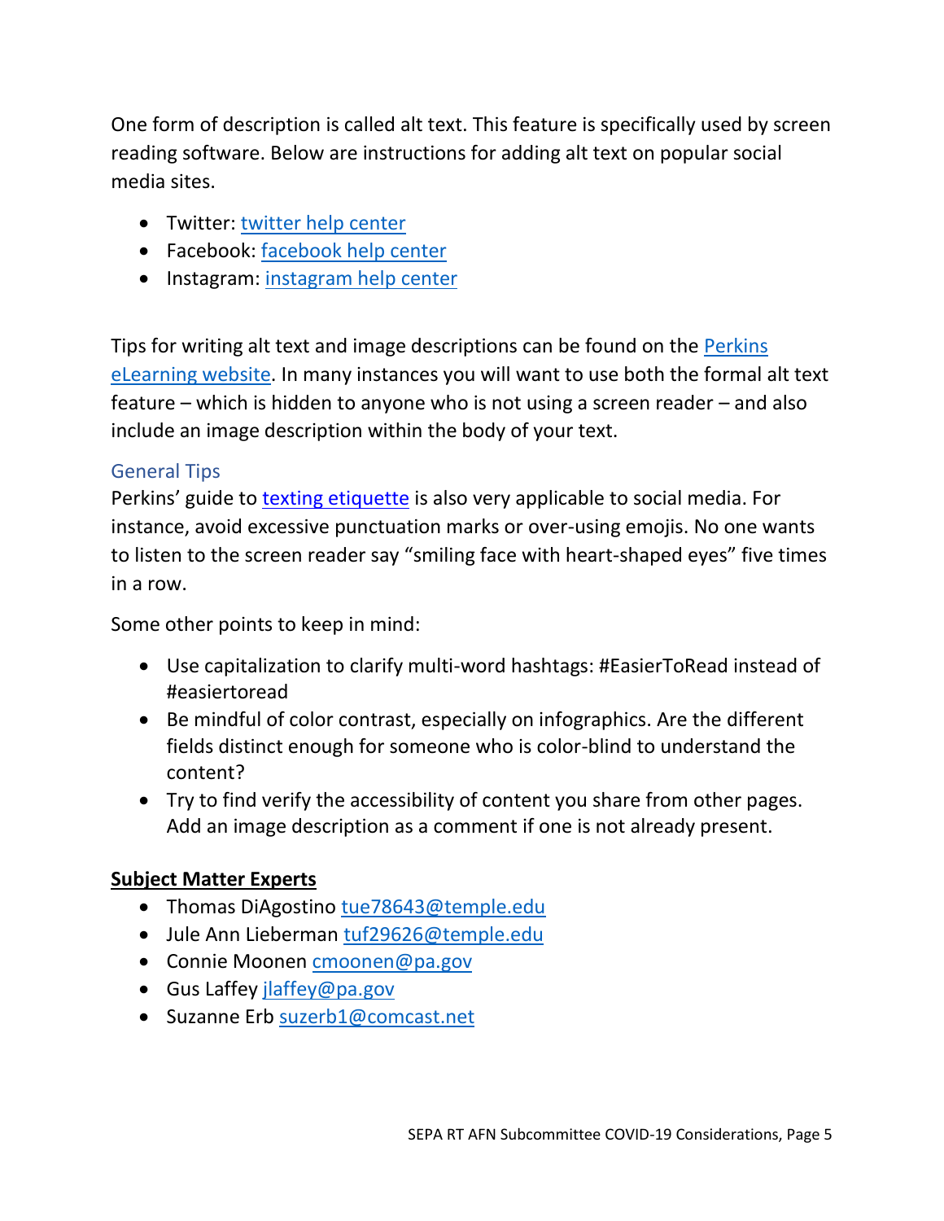One form of description is called alt text. This feature is specifically used by screen reading software. Below are instructions for adding alt text on popular social media sites.

- Twitter: twitter help center
- Facebook: facebook help center
- Instagram: instagram help center

Tips for writing alt text and image descriptions can be found on the Perkins eLearning website. In many instances you will want to use both the formal alt text feature – which is hidden to anyone who is not using a screen reader – and also include an image description within the body of your text.

### General Tips

Perkins' guide to texting etiquette is also very applicable to social media. For instance, avoid excessive punctuation marks or over-using emojis. No one wants to listen to the screen reader say "smiling face with heart-shaped eyes" five times in a row.

Some other points to keep in mind:

- Use capitalization to clarify multi-word hashtags: #EasierToRead instead of #easiertoread
- Be mindful of color contrast, especially on infographics. Are the different fields distinct enough for someone who is color-blind to understand the content?
- Try to find verify the accessibility of content you share from other pages. Add an image description as a comment if one is not already present.

**Subject Matter Experts**

- Thomas DiAgostino tue78643@temple.edu
- Jule Ann Lieberman tuf29626@temple.edu
- Connie Moonen cmoonen@pa.gov
- Gus Laffey jlaffey@pa.gov
- Suzanne Erb suzerb1@comcast.net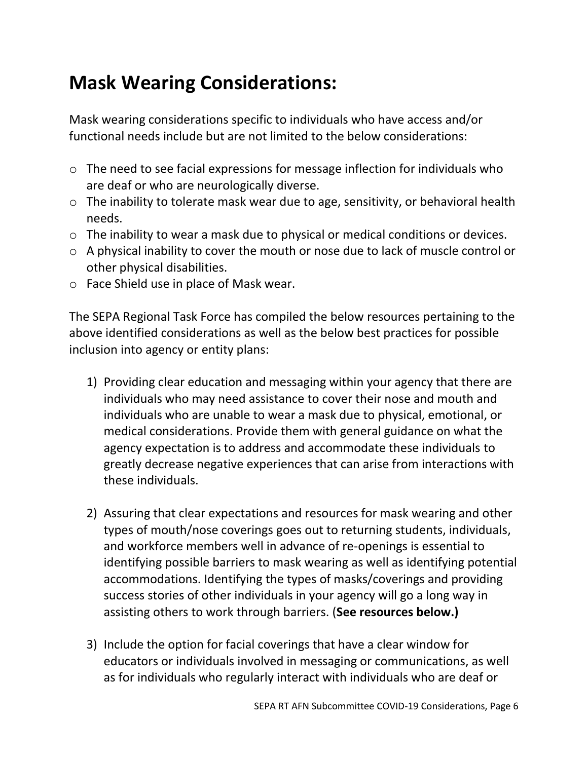# Mask Wearing Considerations:

Mask wearing considerations specific to individuals who have access and/or functional needs include but are not limited to the below considerations:

- The need to see facial expressions for message inflection for individuals who are deaf or who are neurologically diverse.
- The inability to tolerate mask wear due to age, sensitivity, or behavioral health needs.
- The inability to wear a mask due to physical or medical conditions or devices.
- A physical inability to cover the mouth or nose due to lack of muscle control or other physical disabilities.
- Face Shield use in place of Mask wear.

The SEPA Regional Task Force has compiled the below resources pertaining to the above identified considerations as well as the below best practices for possible inclusion into agency or entity plans:

1) Providing clear education and messaging within your agency that there are individuals who may need assistance to cover their nose and mouth and individuals who are unable to wear a mask due to physical, emotional, or medical considerations. Provide them with general guidance on what the agency expectation is to address and accommodate these individuals to greatly decrease negative experiences that can arise from interactions with these individuals.

2) Assuring that clear expectations and resources for mask wearing and other types of mouth/nose coverings goes out to returning students, individuals, and workforce members well in advance of re-openings is essential to identifying possible barriers to mask wearing as well as identifying potential accommodations. Identifying the types of masks/coverings and providing success stories of other individuals in your agency will go a long way in assisting others to work through barriers. (**See resources below.)**

3) Include the option for facial coverings that have a clear window for educators or individuals involved in messaging or communications, as well as for individuals who regularly interact with individuals who are deaf or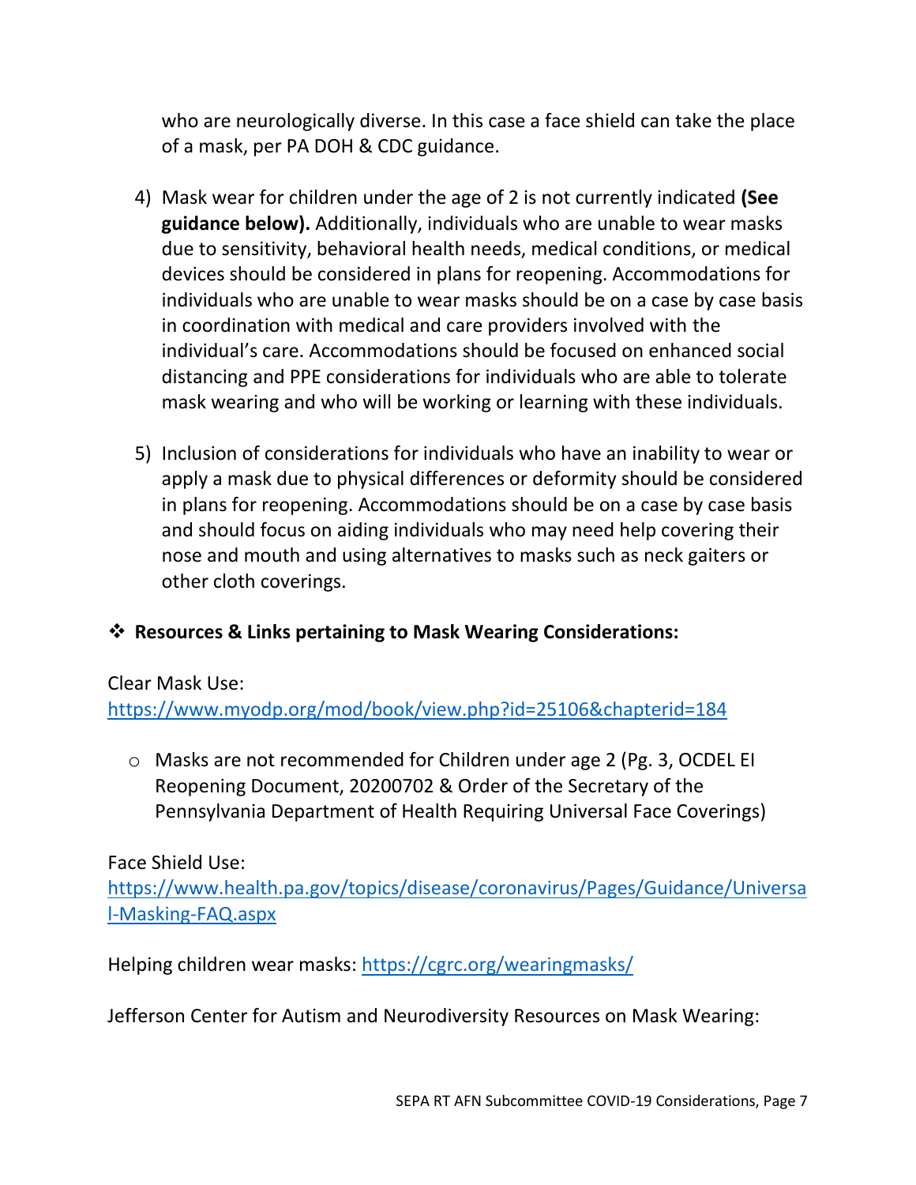who are neurologically diverse. In this case a face shield can take the place of a mask, per PA DOH & CDC guidance.

4) Mask wear for children under the age of 2 is not currently indicated **(See guidance below).** Additionally, individuals who are unable to wear masks due to sensitivity, behavioral health needs, medical conditions, or medical devices should be considered in plans for reopening. Accommodations for individuals who are unable to wear masks should be on a case by case basis in coordination with medical and care providers involved with the individual's care. Accommodations should be focused on enhanced social distancing and PPE considerations for individuals who are able to tolerate mask wearing and who will be working or learning with these individuals.

5) Inclusion of considerations for individuals who have an inability to wear or apply a mask due to physical differences or deformity should be considered in plans for reopening. Accommodations should be on a case by case basis and should focus on aiding individuals who may need help covering their nose and mouth and using alternatives to masks such as neck gaiters or other cloth coverings.

❖ **Resources & Links pertaining to Mask Wearing Considerations:**

Clear Mask Use:
https://www.myodp.org/mod/book/view.php?id=25106&chapterid=184

- Masks are not recommended for Children under age 2 (Pg. 3, OCDEL EI Reopening Document, 20200702 & Order of the Secretary of the Pennsylvania Department of Health Requiring Universal Face Coverings)

Face Shield Use:
https://www.health.pa.gov/topics/disease/coronavirus/Pages/Guidance/Universal-Masking-FAQ.aspx

Helping children wear masks: https://cgrc.org/wearingmasks/

Jefferson Center for Autism and Neurodiversity Resources on Mask Wearing: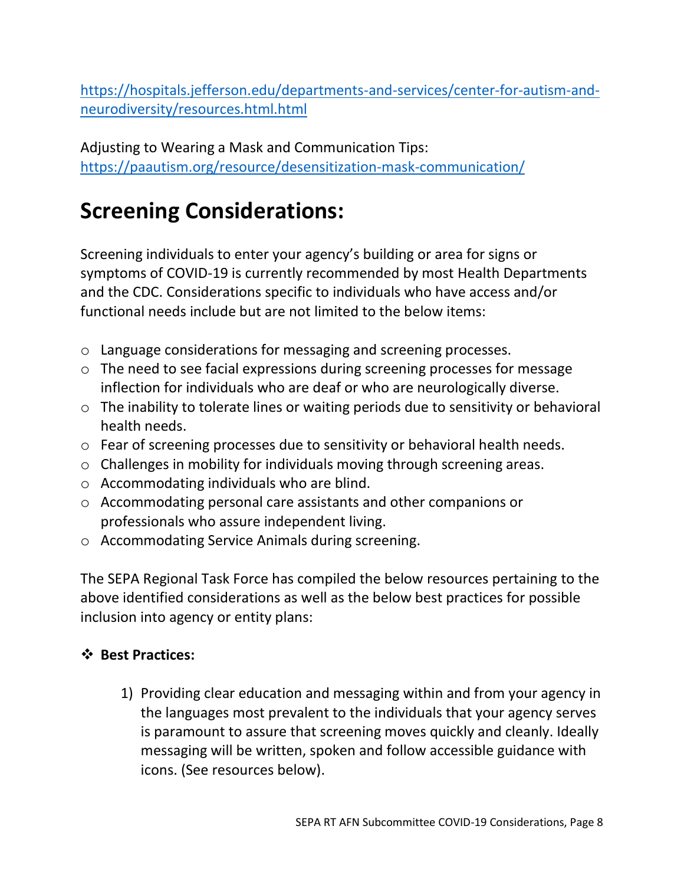https://hospitals.jefferson.edu/departments-and-services/center-for-autism-and-neurodiversity/resources.html.html

Adjusting to Wearing a Mask and Communication Tips: https://paautism.org/resource/desensitization-mask-communication/

# Screening Considerations:

Screening individuals to enter your agency's building or area for signs or symptoms of COVID-19 is currently recommended by most Health Departments and the CDC. Considerations specific to individuals who have access and/or functional needs include but are not limited to the below items:

- Language considerations for messaging and screening processes.
- The need to see facial expressions during screening processes for message inflection for individuals who are deaf or who are neurologically diverse.
- The inability to tolerate lines or waiting periods due to sensitivity or behavioral health needs.
- Fear of screening processes due to sensitivity or behavioral health needs.
- Challenges in mobility for individuals moving through screening areas.
- Accommodating individuals who are blind.
- Accommodating personal care assistants and other companions or professionals who assure independent living.
- Accommodating Service Animals during screening.

The SEPA Regional Task Force has compiled the below resources pertaining to the above identified considerations as well as the below best practices for possible inclusion into agency or entity plans:

- **Best Practices:**

    1) Providing clear education and messaging within and from your agency in the languages most prevalent to the individuals that your agency serves is paramount to assure that screening moves quickly and cleanly. Ideally messaging will be written, spoken and follow accessible guidance with icons. (See resources below).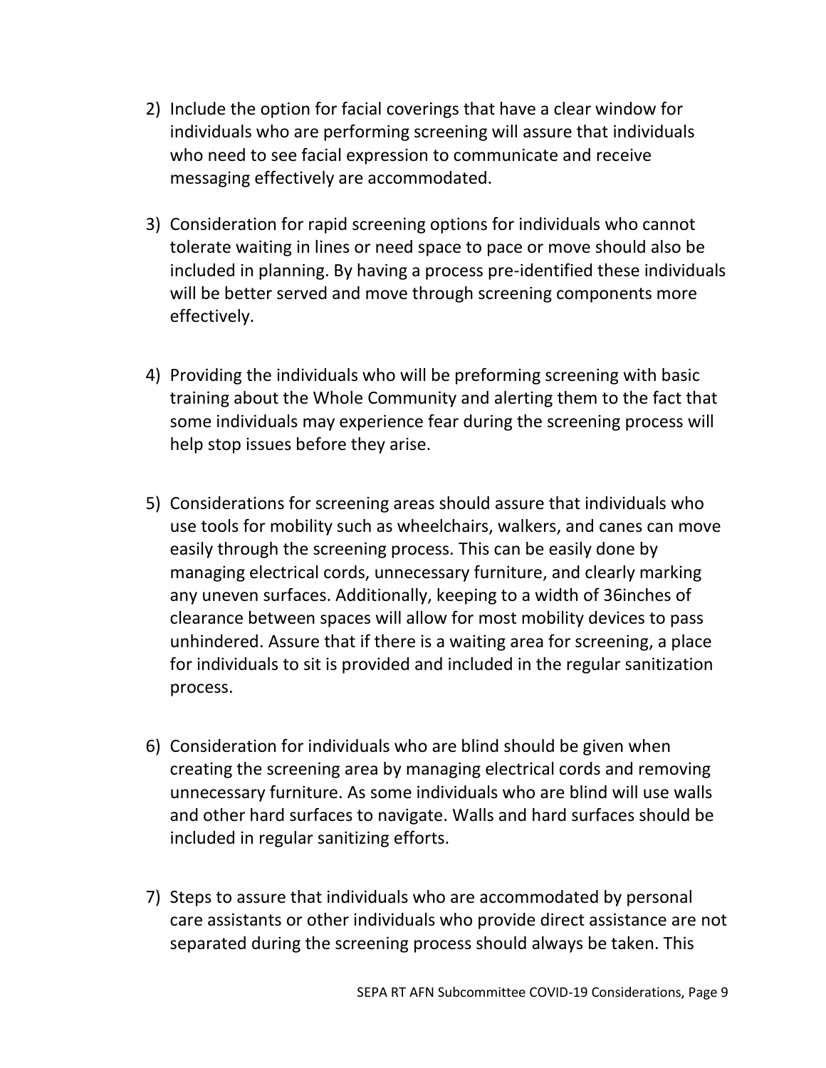2) Include the option for facial coverings that have a clear window for individuals who are performing screening will assure that individuals who need to see facial expression to communicate and receive messaging effectively are accommodated.

3) Consideration for rapid screening options for individuals who cannot tolerate waiting in lines or need space to pace or move should also be included in planning. By having a process pre-identified these individuals will be better served and move through screening components more effectively.

4) Providing the individuals who will be preforming screening with basic training about the Whole Community and alerting them to the fact that some individuals may experience fear during the screening process will help stop issues before they arise.

5) Considerations for screening areas should assure that individuals who use tools for mobility such as wheelchairs, walkers, and canes can move easily through the screening process. This can be easily done by managing electrical cords, unnecessary furniture, and clearly marking any uneven surfaces. Additionally, keeping to a width of 36inches of clearance between spaces will allow for most mobility devices to pass unhindered. Assure that if there is a waiting area for screening, a place for individuals to sit is provided and included in the regular sanitization process.

6) Consideration for individuals who are blind should be given when creating the screening area by managing electrical cords and removing unnecessary furniture. As some individuals who are blind will use walls and other hard surfaces to navigate. Walls and hard surfaces should be included in regular sanitizing efforts.

7) Steps to assure that individuals who are accommodated by personal care assistants or other individuals who provide direct assistance are not separated during the screening process should always be taken. This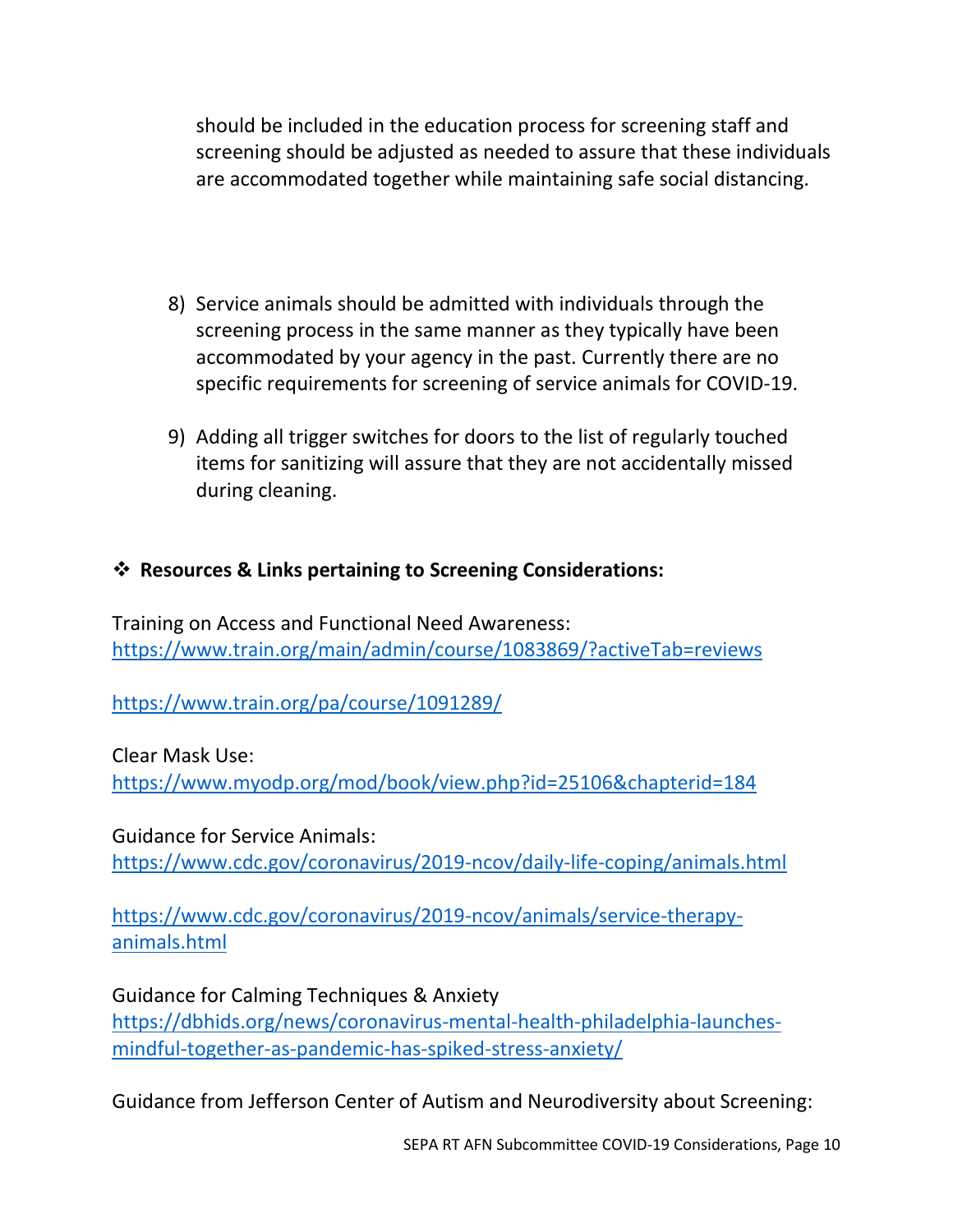should be included in the education process for screening staff and screening should be adjusted as needed to assure that these individuals are accommodated together while maintaining safe social distancing.

8) Service animals should be admitted with individuals through the screening process in the same manner as they typically have been accommodated by your agency in the past. Currently there are no specific requirements for screening of service animals for COVID-19.

9) Adding all trigger switches for doors to the list of regularly touched items for sanitizing will assure that they are not accidentally missed during cleaning.

❖ **Resources & Links pertaining to Screening Considerations:**

Training on Access and Functional Need Awareness:
https://www.train.org/main/admin/course/1083869/?activeTab=reviews

https://www.train.org/pa/course/1091289/

Clear Mask Use:
https://www.myodp.org/mod/book/view.php?id=25106&chapterid=184

Guidance for Service Animals:
https://www.cdc.gov/coronavirus/2019-ncov/daily-life-coping/animals.html

https://www.cdc.gov/coronavirus/2019-ncov/animals/service-therapy-animals.html

Guidance for Calming Techniques & Anxiety
https://dbhids.org/news/coronavirus-mental-health-philadelphia-launches-mindful-together-as-pandemic-has-spiked-stress-anxiety/

Guidance from Jefferson Center of Autism and Neurodiversity about Screening: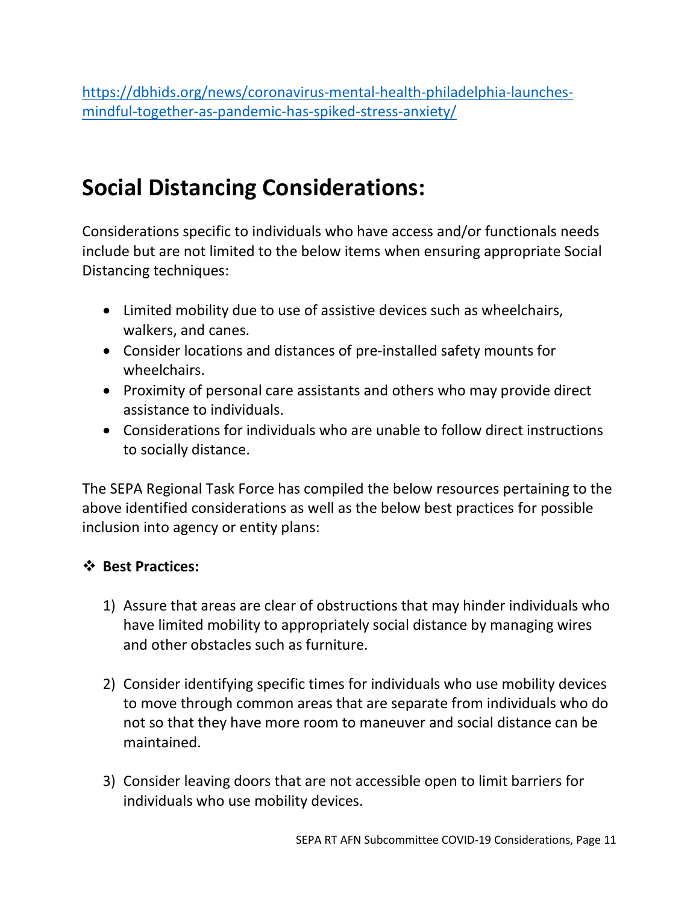https://dbhids.org/news/coronavirus-mental-health-philadelphia-launches-mindful-together-as-pandemic-has-spiked-stress-anxiety/

# Social Distancing Considerations:

Considerations specific to individuals who have access and/or functionals needs include but are not limited to the below items when ensuring appropriate Social Distancing techniques:

- Limited mobility due to use of assistive devices such as wheelchairs, walkers, and canes.
- Consider locations and distances of pre-installed safety mounts for wheelchairs.
- Proximity of personal care assistants and others who may provide direct assistance to individuals.
- Considerations for individuals who are unable to follow direct instructions to socially distance.

The SEPA Regional Task Force has compiled the below resources pertaining to the above identified considerations as well as the below best practices for possible inclusion into agency or entity plans:

❖ **Best Practices:**

1) Assure that areas are clear of obstructions that may hinder individuals who have limited mobility to appropriately social distance by managing wires and other obstacles such as furniture.

2) Consider identifying specific times for individuals who use mobility devices to move through common areas that are separate from individuals who do not so that they have more room to maneuver and social distance can be maintained.

3) Consider leaving doors that are not accessible open to limit barriers for individuals who use mobility devices.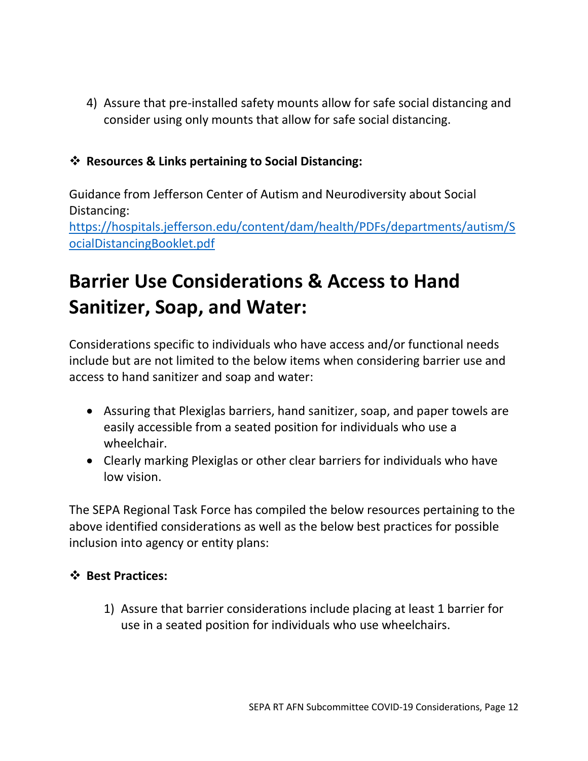4) Assure that pre-installed safety mounts allow for safe social distancing and consider using only mounts that allow for safe social distancing.

❖ **Resources & Links pertaining to Social Distancing:**

Guidance from Jefferson Center of Autism and Neurodiversity about Social Distancing:
https://hospitals.jefferson.edu/content/dam/health/PDFs/departments/autism/SocialDistancingBooklet.pdf

# Barrier Use Considerations & Access to Hand Sanitizer, Soap, and Water:

Considerations specific to individuals who have access and/or functional needs include but are not limited to the below items when considering barrier use and access to hand sanitizer and soap and water:

- Assuring that Plexiglas barriers, hand sanitizer, soap, and paper towels are easily accessible from a seated position for individuals who use a wheelchair.
- Clearly marking Plexiglas or other clear barriers for individuals who have low vision.

The SEPA Regional Task Force has compiled the below resources pertaining to the above identified considerations as well as the below best practices for possible inclusion into agency or entity plans:

❖ **Best Practices:**

1) Assure that barrier considerations include placing at least 1 barrier for use in a seated position for individuals who use wheelchairs.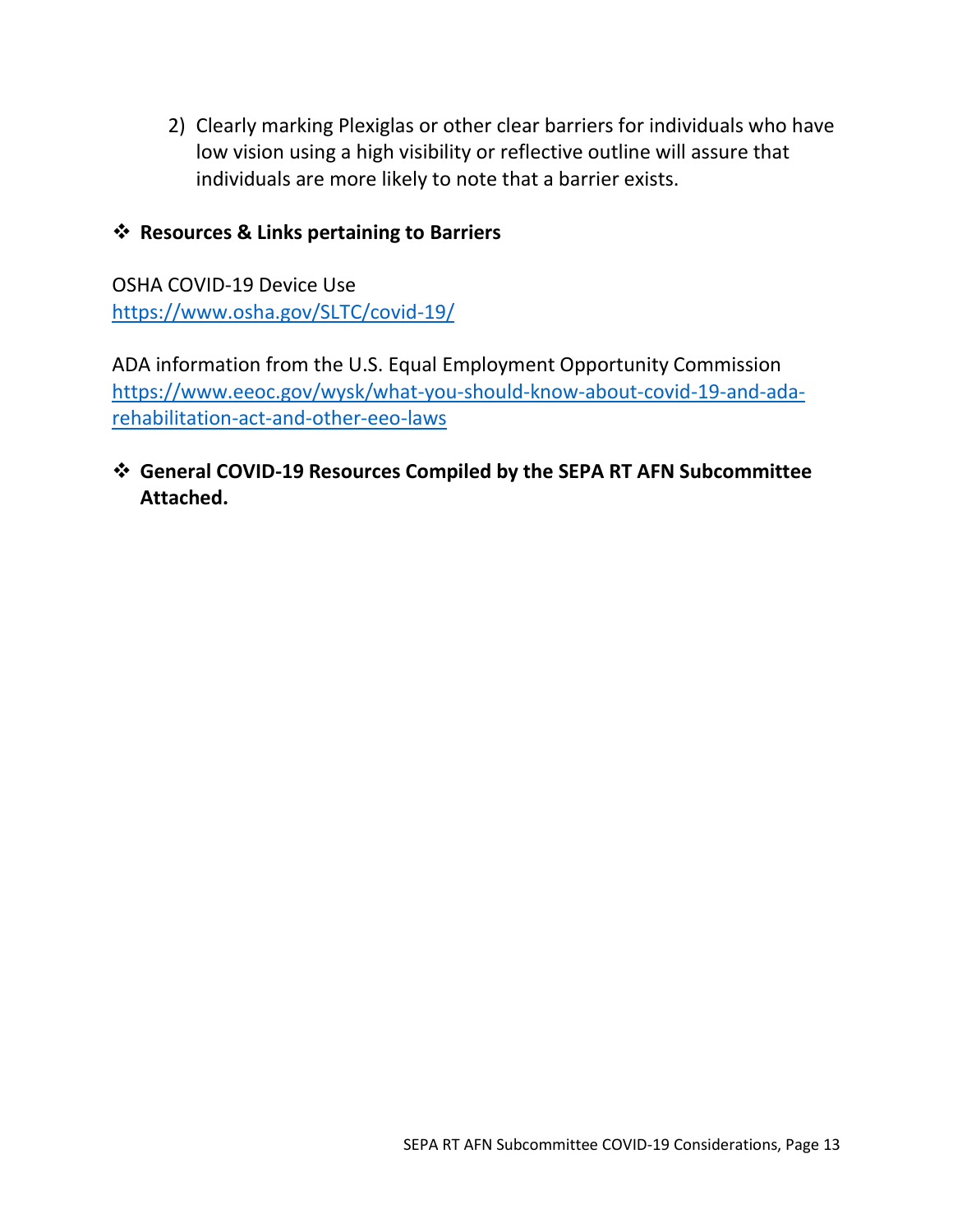2) Clearly marking Plexiglas or other clear barriers for individuals who have low vision using a high visibility or reflective outline will assure that individuals are more likely to note that a barrier exists.

❖ **Resources & Links pertaining to Barriers**

OSHA COVID-19 Device Use
https://www.osha.gov/SLTC/covid-19/

ADA information from the U.S. Equal Employment Opportunity Commission
https://www.eeoc.gov/wysk/what-you-should-know-about-covid-19-and-ada-rehabilitation-act-and-other-eeo-laws

❖ **General COVID-19 Resources Compiled by the SEPA RT AFN Subcommittee Attached.**